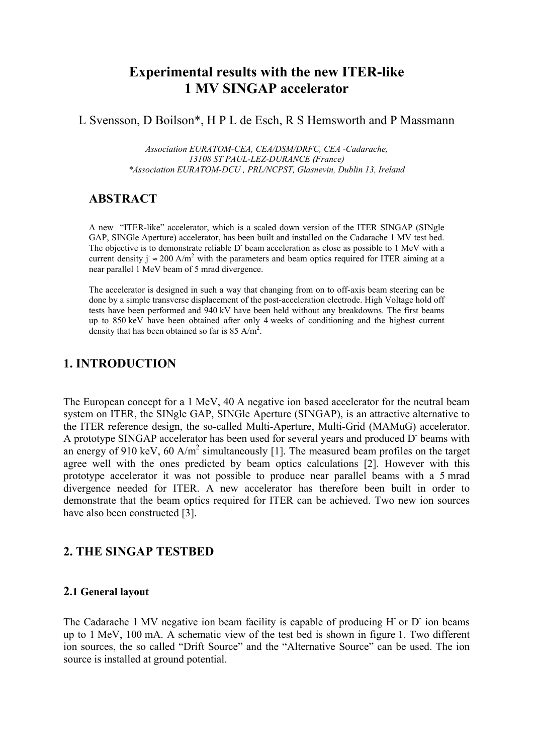# Experimental results with the new ITER-like 1 MV SINGAP accelerator

L Svensson, D Boilson*, H P L de Esch, R S Hemsworth and P Massmann

*Association EURATOM-CEA, CEA/DSM/DRFC, CEA -Cadarache, 13108 ST PAUL-LEZ-DURANCE (France)*
*\*Association EURATOM-DCU , PRL/NCPST, Glasnevin, Dublin 13, Ireland*

## ABSTRACT

A new "ITER-like" accelerator, which is a scaled down version of the ITER SINGAP (SINgle GAP, SINGle Aperture) accelerator, has been built and installed on the Cadarache 1 MV test bed. The objective is to demonstrate reliable $D^-$ beam acceleration as close as possible to 1 MeV with a current density $j^- \approx 200$ A/m$^2$ with the parameters and beam optics required for ITER aiming at a near parallel 1 MeV beam of 5 mrad divergence.

The accelerator is designed in such a way that changing from on to off-axis beam steering can be done by a simple transverse displacement of the post-acceleration electrode. High Voltage hold off tests have been performed and 940 kV have been held without any breakdowns. The first beams up to 850 keV have been obtained after only 4 weeks of conditioning and the highest current density that has been obtained so far is 85 A/m$^2$.

## 1. INTRODUCTION

The European concept for a 1 MeV, 40 A negative ion based accelerator for the neutral beam system on ITER, the SINgle GAP, SINGle Aperture (SINGAP), is an attractive alternative to the ITER reference design, the so-called Multi-Aperture, Multi-Grid (MAMuG) accelerator. A prototype SINGAP accelerator has been used for several years and produced $D^-$ beams with an energy of 910 keV, 60 A/m$^2$ simultaneously [1]. The measured beam profiles on the target agree well with the ones predicted by beam optics calculations [2]. However with this prototype accelerator it was not possible to produce near parallel beams with a 5 mrad divergence needed for ITER. A new accelerator has therefore been built in order to demonstrate that the beam optics required for ITER can be achieved. Two new ion sources have also been constructed [3].

## 2. THE SINGAP TESTBED

### 2.1 General layout

The Cadarache 1 MV negative ion beam facility is capable of producing $H^-$ or $D^-$ ion beams up to 1 MeV, 100 mA. A schematic view of the test bed is shown in figure 1. Two different ion sources, the so called "Drift Source" and the "Alternative Source" can be used. The ion source is installed at ground potential.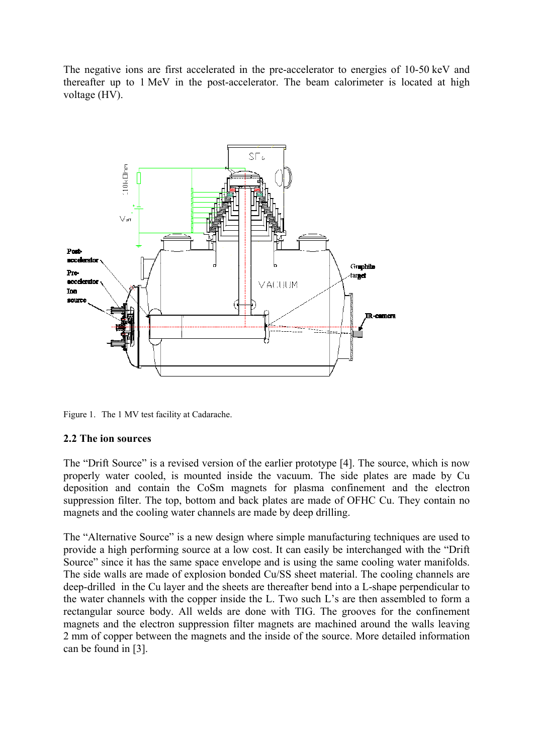The negative ions are first accelerated in the pre-accelerator to energies of 10-50 keV and thereafter up to 1 MeV in the post-accelerator. The beam calorimeter is located at high voltage (HV).

Figure 1. The 1 MV test facility at Cadarache.

## 2.2 The ion sources

The "Drift Source" is a revised version of the earlier prototype [4]. The source, which is now properly water cooled, is mounted inside the vacuum. The side plates are made by Cu deposition and contain the CoSm magnets for plasma confinement and the electron suppression filter. The top, bottom and back plates are made of OFHC Cu. They contain no magnets and the cooling water channels are made by deep drilling.

The "Alternative Source" is a new design where simple manufacturing techniques are used to provide a high performing source at a low cost. It can easily be interchanged with the "Drift Source" since it has the same space envelope and is using the same cooling water manifolds. The side walls are made of explosion bonded Cu/SS sheet material. The cooling channels are deep-drilled in the Cu layer and the sheets are thereafter bend into a L-shape perpendicular to the water channels with the copper inside the L. Two such L's are then assembled to form a rectangular source body. All welds are done with TIG. The grooves for the confinement magnets and the electron suppression filter magnets are machined around the walls leaving 2 mm of copper between the magnets and the inside of the source. More detailed information can be found in [3].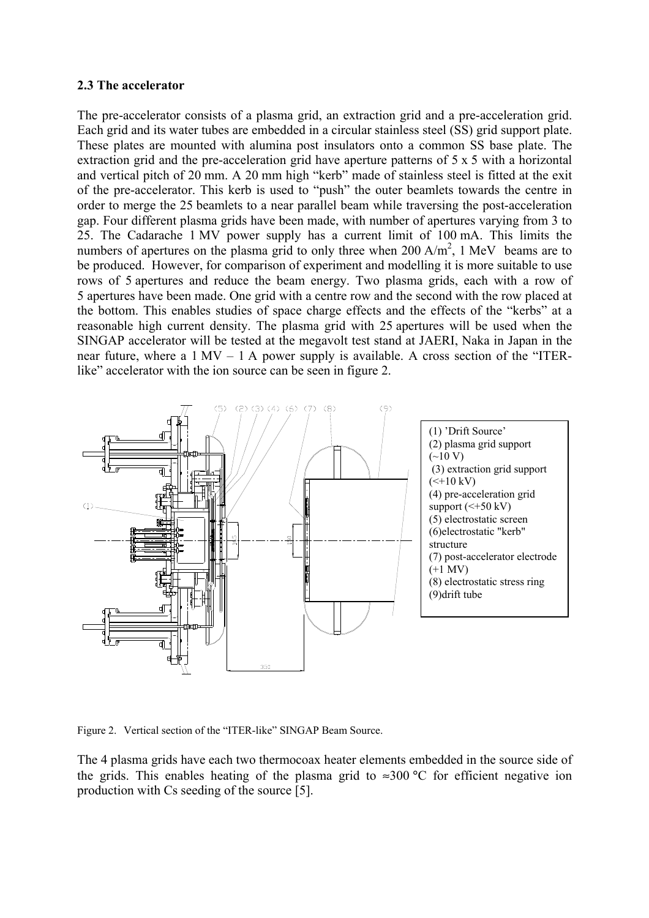### 2.3 The accelerator

The pre-accelerator consists of a plasma grid, an extraction grid and a pre-acceleration grid. Each grid and its water tubes are embedded in a circular stainless steel (SS) grid support plate. These plates are mounted with alumina post insulators onto a common SS base plate. The extraction grid and the pre-acceleration grid have aperture patterns of 5 x 5 with a horizontal and vertical pitch of 20 mm. A 20 mm high "kerb" made of stainless steel is fitted at the exit of the pre-accelerator. This kerb is used to "push" the outer beamlets towards the centre in order to merge the 25 beamlets to a near parallel beam while traversing the post-acceleration gap. Four different plasma grids have been made, with number of apertures varying from 3 to 25. The Cadarache 1 MV power supply has a current limit of 100 mA. This limits the numbers of apertures on the plasma grid to only three when 200 A/m$^2$, 1 MeV beams are to be produced. However, for comparison of experiment and modelling it is more suitable to use rows of 5 apertures and reduce the beam energy. Two plasma grids, each with a row of 5 apertures have been made. One grid with a centre row and the second with the row placed at the bottom. This enables studies of space charge effects and the effects of the "kerbs" at a reasonable high current density. The plasma grid with 25 apertures will be used when the SINGAP accelerator will be tested at the megavolt test stand at JAERI, Naka in Japan in the near future, where a 1 MV – 1 A power supply is available. A cross section of the "ITER-like" accelerator with the ion source can be seen in figure 2.

(1) 'Drift Source'
(2) plasma grid support (~10 V)
(3) extraction grid support (<+10 kV)
(4) pre-acceleration grid support (<+50 kV)
(5) electrostatic screen
(6) electrostatic "kerb" structure
(7) post-accelerator electrode (+1 MV)
(8) electrostatic stress ring
(9) drift tube

Figure 2. Vertical section of the "ITER-like" SINGAP Beam Source.

The 4 plasma grids have each two thermocoax heater elements embedded in the source side of the grids. This enables heating of the plasma grid to ≈300 °C for efficient negative ion production with Cs seeding of the source [5].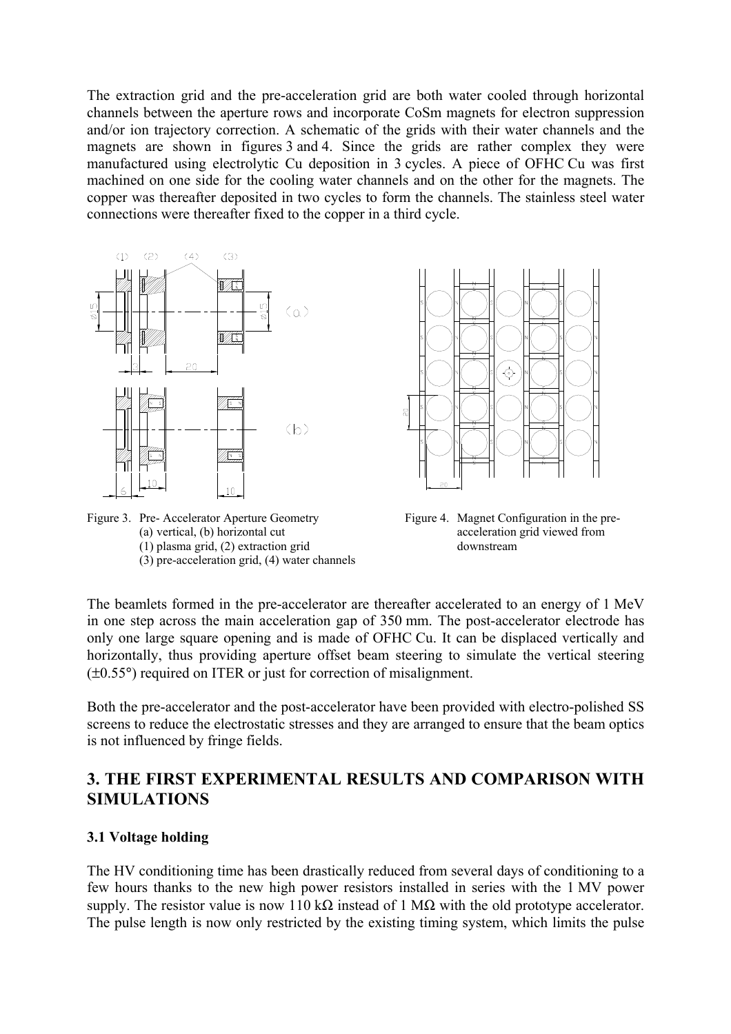The extraction grid and the pre-acceleration grid are both water cooled through horizontal channels between the aperture rows and incorporate CoSm magnets for electron suppression and/or ion trajectory correction. A schematic of the grids with their water channels and the magnets are shown in figures 3 and 4. Since the grids are rather complex they were manufactured using electrolytic Cu deposition in 3 cycles. A piece of OFHC Cu was first machined on one side for the cooling water channels and on the other for the magnets. The copper was thereafter deposited in two cycles to form the channels. The stainless steel water connections were thereafter fixed to the copper in a third cycle.

Figure 3. Pre- Accelerator Aperture Geometry
(a) vertical, (b) horizontal cut
(1) plasma grid, (2) extraction grid
(3) pre-acceleration grid, (4) water channels

Figure 4. Magnet Configuration in the pre-acceleration grid viewed from downstream

The beamlets formed in the pre-accelerator are thereafter accelerated to an energy of 1 MeV in one step across the main acceleration gap of 350 mm. The post-accelerator electrode has only one large square opening and is made of OFHC Cu. It can be displaced vertically and horizontally, thus providing aperture offset beam steering to simulate the vertical steering (±0.55°) required on ITER or just for correction of misalignment.

Both the pre-accelerator and the post-accelerator have been provided with electro-polished SS screens to reduce the electrostatic stresses and they are arranged to ensure that the beam optics is not influenced by fringe fields.

## 3. THE FIRST EXPERIMENTAL RESULTS AND COMPARISON WITH SIMULATIONS

### 3.1 Voltage holding

The HV conditioning time has been drastically reduced from several days of conditioning to a few hours thanks to the new high power resistors installed in series with the 1 MV power supply. The resistor value is now 110 kΩ instead of 1 MΩ with the old prototype accelerator. The pulse length is now only restricted by the existing timing system, which limits the pulse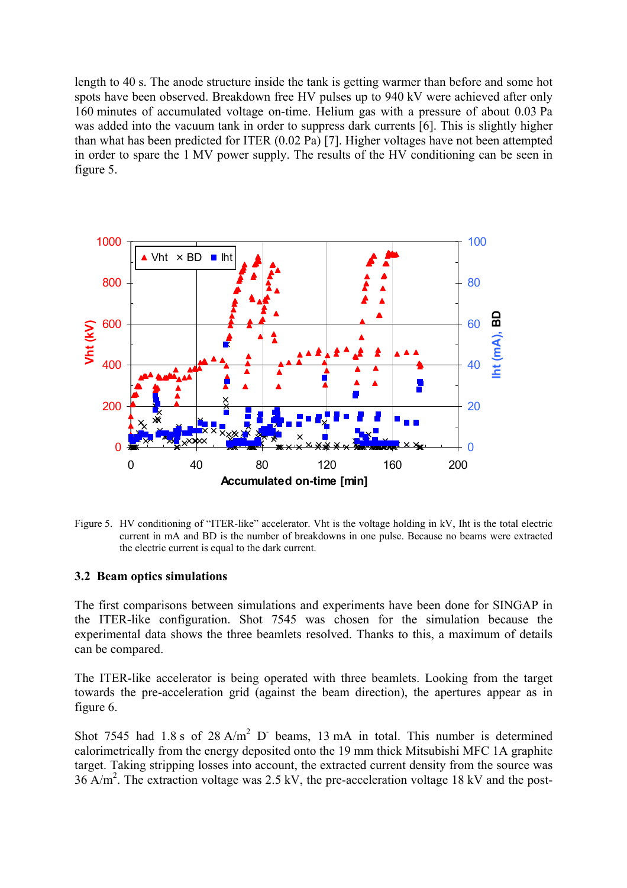length to 40 s. The anode structure inside the tank is getting warmer than before and some hot spots have been observed. Breakdown free HV pulses up to 940 kV were achieved after only 160 minutes of accumulated voltage on-time. Helium gas with a pressure of about 0.03 Pa was added into the vacuum tank in order to suppress dark currents [6]. This is slightly higher than what has been predicted for ITER (0.02 Pa) [7]. Higher voltages have not been attempted in order to spare the 1 MV power supply. The results of the HV conditioning can be seen in figure 5.

Figure 5. HV conditioning of "ITER-like" accelerator. Vht is the voltage holding in kV, Iht is the total electric current in mA and BD is the number of breakdowns in one pulse. Because no beams were extracted the electric current is equal to the dark current.

### 3.2 Beam optics simulations

The first comparisons between simulations and experiments have been done for SINGAP in the ITER-like configuration. Shot 7545 was chosen for the simulation because the experimental data shows the three beamlets resolved. Thanks to this, a maximum of details can be compared.

The ITER-like accelerator is being operated with three beamlets. Looking from the target towards the pre-acceleration grid (against the beam direction), the apertures appear as in figure 6.

Shot 7545 had 1.8 s of 28 A/m$^2$ $D^-$ beams, 13 mA in total. This number is determined calorimetrically from the energy deposited onto the 19 mm thick Mitsubishi MFC 1A graphite target. Taking stripping losses into account, the extracted current density from the source was 36 A/m$^2$. The extraction voltage was 2.5 kV, the pre-acceleration voltage 18 kV and the post-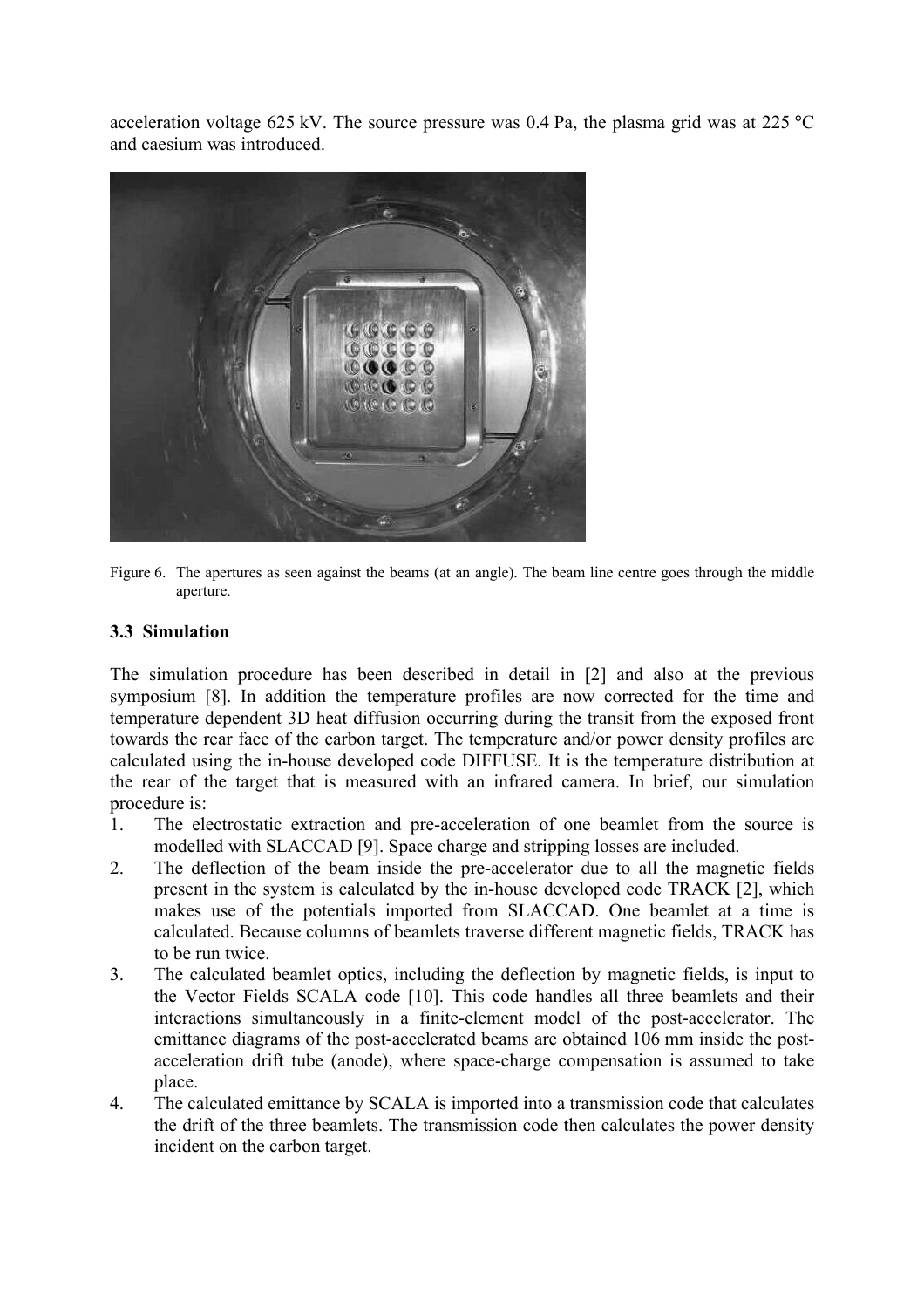acceleration voltage 625 kV. The source pressure was 0.4 Pa, the plasma grid was at 225 °C and caesium was introduced.

Figure 6. The apertures as seen against the beams (at an angle). The beam line centre goes through the middle aperture.

### 3.3 Simulation

The simulation procedure has been described in detail in [2] and also at the previous symposium [8]. In addition the temperature profiles are now corrected for the time and temperature dependent 3D heat diffusion occurring during the transit from the exposed front towards the rear face of the carbon target. The temperature and/or power density profiles are calculated using the in-house developed code DIFFUSE. It is the temperature distribution at the rear of the target that is measured with an infrared camera. In brief, our simulation procedure is:

1. The electrostatic extraction and pre-acceleration of one beamlet from the source is modelled with SLACCAD [9]. Space charge and stripping losses are included.
2. The deflection of the beam inside the pre-accelerator due to all the magnetic fields present in the system is calculated by the in-house developed code TRACK [2], which makes use of the potentials imported from SLACCAD. One beamlet at a time is calculated. Because columns of beamlets traverse different magnetic fields, TRACK has to be run twice.
3. The calculated beamlet optics, including the deflection by magnetic fields, is input to the Vector Fields SCALA code [10]. This code handles all three beamlets and their interactions simultaneously in a finite-element model of the post-accelerator. The emittance diagrams of the post-accelerated beams are obtained 106 mm inside the post-acceleration drift tube (anode), where space-charge compensation is assumed to take place.
4. The calculated emittance by SCALA is imported into a transmission code that calculates the drift of the three beamlets. The transmission code then calculates the power density incident on the carbon target.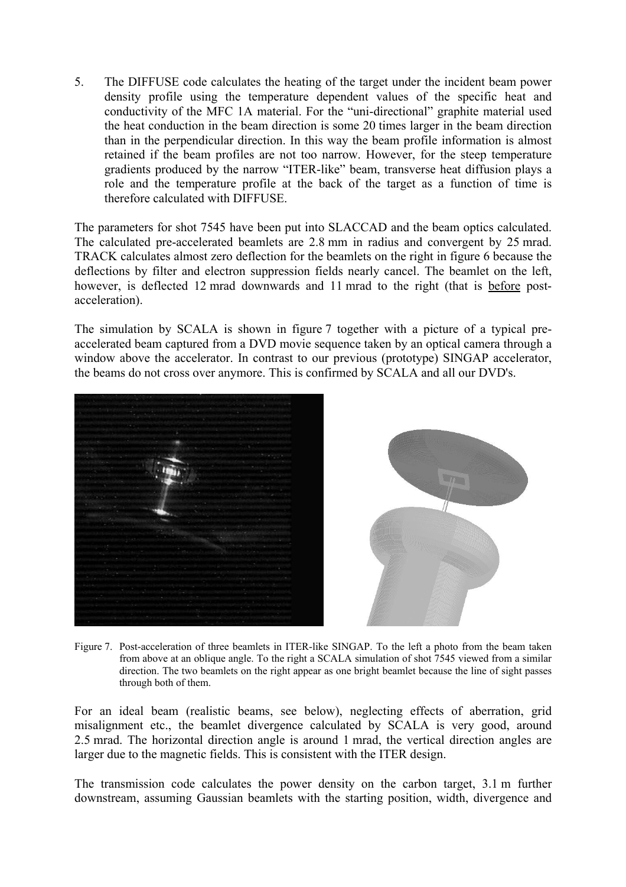5. The DIFFUSE code calculates the heating of the target under the incident beam power density profile using the temperature dependent values of the specific heat and conductivity of the MFC 1A material. For the "uni-directional" graphite material used the heat conduction in the beam direction is some 20 times larger in the beam direction than in the perpendicular direction. In this way the beam profile information is almost retained if the beam profiles are not too narrow. However, for the steep temperature gradients produced by the narrow "ITER-like" beam, transverse heat diffusion plays a role and the temperature profile at the back of the target as a function of time is therefore calculated with DIFFUSE.

The parameters for shot 7545 have been put into SLACCAD and the beam optics calculated. The calculated pre-accelerated beamlets are 2.8 mm in radius and convergent by 25 mrad. TRACK calculates almost zero deflection for the beamlets on the right in figure 6 because the deflections by filter and electron suppression fields nearly cancel. The beamlet on the left, however, is deflected 12 mrad downwards and 11 mrad to the right (that is before post-acceleration).

The simulation by SCALA is shown in figure 7 together with a picture of a typical pre-accelerated beam captured from a DVD movie sequence taken by an optical camera through a window above the accelerator. In contrast to our previous (prototype) SINGAP accelerator, the beams do not cross over anymore. This is confirmed by SCALA and all our DVD's.

Figure 7. Post-acceleration of three beamlets in ITER-like SINGAP. To the left a photo from the beam taken from above at an oblique angle. To the right a SCALA simulation of shot 7545 viewed from a similar direction. The two beamlets on the right appear as one bright beamlet because the line of sight passes through both of them.

For an ideal beam (realistic beams, see below), neglecting effects of aberration, grid misalignment etc., the beamlet divergence calculated by SCALA is very good, around 2.5 mrad. The horizontal direction angle is around 1 mrad, the vertical direction angles are larger due to the magnetic fields. This is consistent with the ITER design.

The transmission code calculates the power density on the carbon target, 3.1 m further downstream, assuming Gaussian beamlets with the starting position, width, divergence and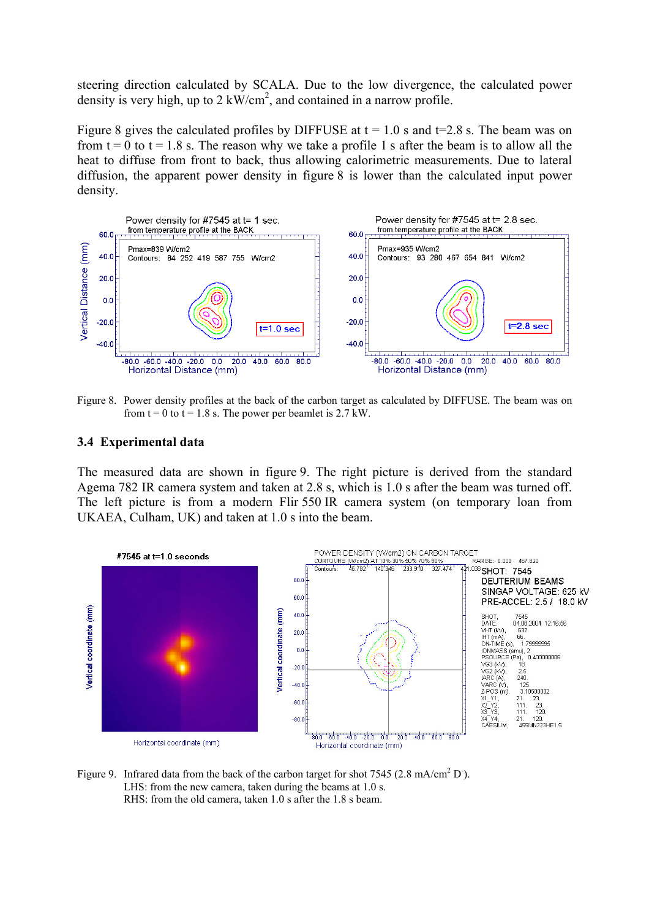steering direction calculated by SCALA. Due to the low divergence, the calculated power density is very high, up to 2 kW/cm$^2$, and contained in a narrow profile.

Figure 8 gives the calculated profiles by DIFFUSE at t = 1.0 s and t=2.8 s. The beam was on from t = 0 to t = 1.8 s. The reason why we take a profile 1 s after the beam is to allow all the heat to diffuse from front to back, thus allowing calorimetric measurements. Due to lateral diffusion, the apparent power density in figure 8 is lower than the calculated input power density.

Figure 8. Power density profiles at the back of the carbon target as calculated by DIFFUSE. The beam was on from t = 0 to t = 1.8 s. The power per beamlet is 2.7 kW.

### 3.4 Experimental data

The measured data are shown in figure 9. The right picture is derived from the standard Agema 782 IR camera system and taken at 2.8 s, which is 1.0 s after the beam was turned off. The left picture is from a modern Flir 550 IR camera system (on temporary loan from UKAEA, Culham, UK) and taken at 1.0 s into the beam.

Figure 9. Infrared data from the back of the carbon target for shot 7545 (2.8 mA/cm$^2$ D$^-$).
LHS: from the new camera, taken during the beams at 1.0 s.
RHS: from the old camera, taken 1.0 s after the 1.8 s beam.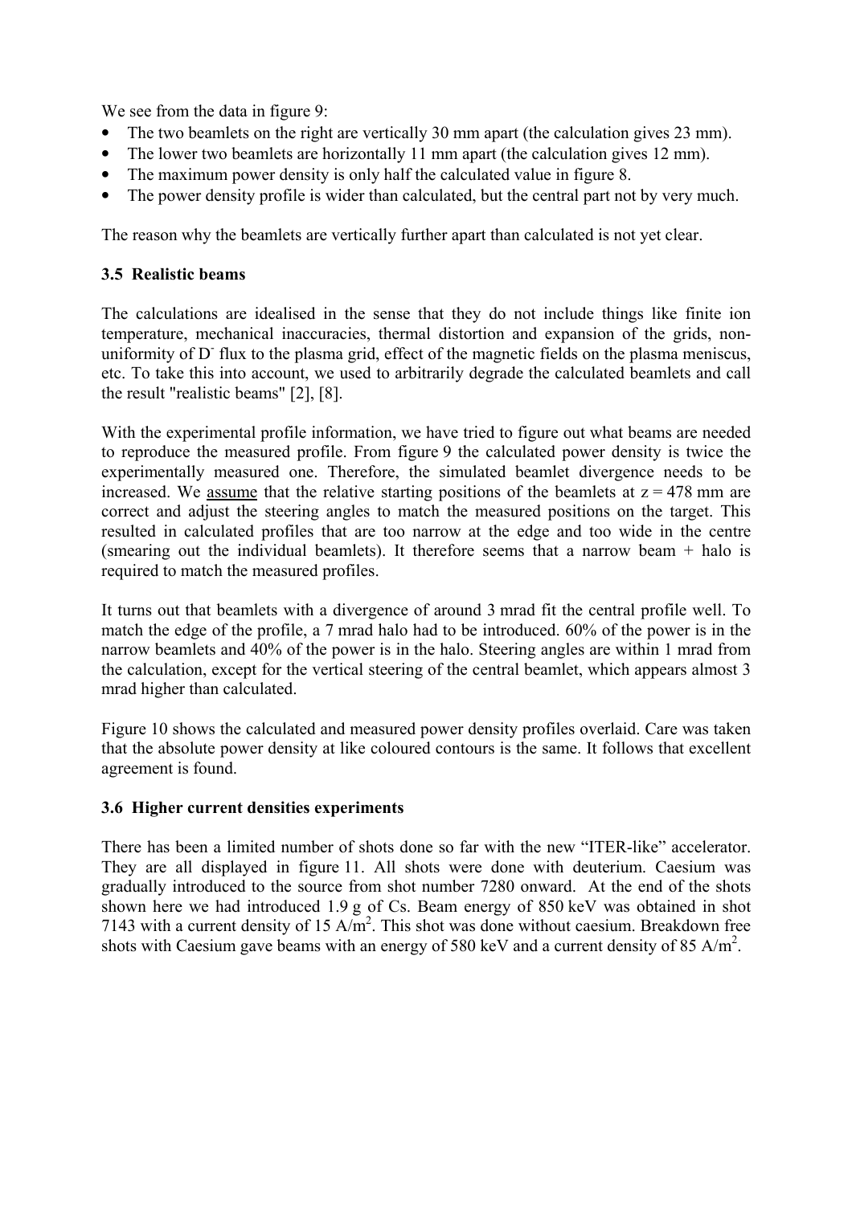We see from the data in figure 9:

- The two beamlets on the right are vertically 30 mm apart (the calculation gives 23 mm).
- The lower two beamlets are horizontally 11 mm apart (the calculation gives 12 mm).
- The maximum power density is only half the calculated value in figure 8.
- The power density profile is wider than calculated, but the central part not by very much.

The reason why the beamlets are vertically further apart than calculated is not yet clear.

### 3.5 Realistic beams

The calculations are idealised in the sense that they do not include things like finite ion temperature, mechanical inaccuracies, thermal distortion and expansion of the grids, non-uniformity of $D^-$ flux to the plasma grid, effect of the magnetic fields on the plasma meniscus, etc. To take this into account, we used to arbitrarily degrade the calculated beamlets and call the result "realistic beams" [2], [8].

With the experimental profile information, we have tried to figure out what beams are needed to reproduce the measured profile. From figure 9 the calculated power density is twice the experimentally measured one. Therefore, the simulated beamlet divergence needs to be increased. We assume that the relative starting positions of the beamlets at z = 478 mm are correct and adjust the steering angles to match the measured positions on the target. This resulted in calculated profiles that are too narrow at the edge and too wide in the centre (smearing out the individual beamlets). It therefore seems that a narrow beam + halo is required to match the measured profiles.

It turns out that beamlets with a divergence of around 3 mrad fit the central profile well. To match the edge of the profile, a 7 mrad halo had to be introduced. 60% of the power is in the narrow beamlets and 40% of the power is in the halo. Steering angles are within 1 mrad from the calculation, except for the vertical steering of the central beamlet, which appears almost 3 mrad higher than calculated.

Figure 10 shows the calculated and measured power density profiles overlaid. Care was taken that the absolute power density at like coloured contours is the same. It follows that excellent agreement is found.

### 3.6 Higher current densities experiments

There has been a limited number of shots done so far with the new "ITER-like" accelerator. They are all displayed in figure 11. All shots were done with deuterium. Caesium was gradually introduced to the source from shot number 7280 onward. At the end of the shots shown here we had introduced 1.9 g of Cs. Beam energy of 850 keV was obtained in shot 7143 with a current density of 15 $A/m^2$. This shot was done without caesium. Breakdown free shots with Caesium gave beams with an energy of 580 keV and a current density of 85 $A/m^2$.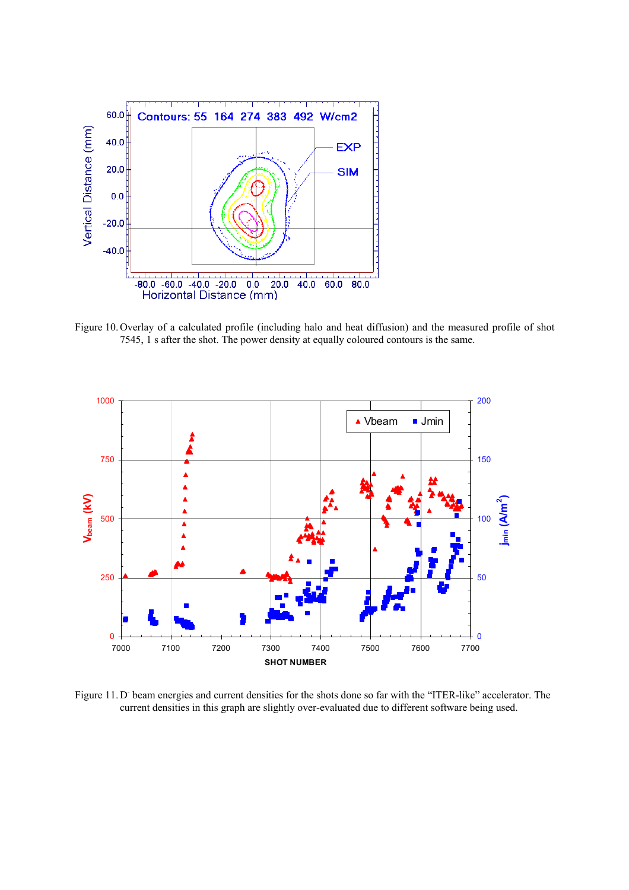Figure 10. Overlay of a calculated profile (including halo and heat diffusion) and the measured profile of shot 7545, 1 s after the shot. The power density at equally coloured contours is the same.

Figure 11. $D^-$ beam energies and current densities for the shots done so far with the "ITER-like" accelerator. The current densities in this graph are slightly over-evaluated due to different software being used.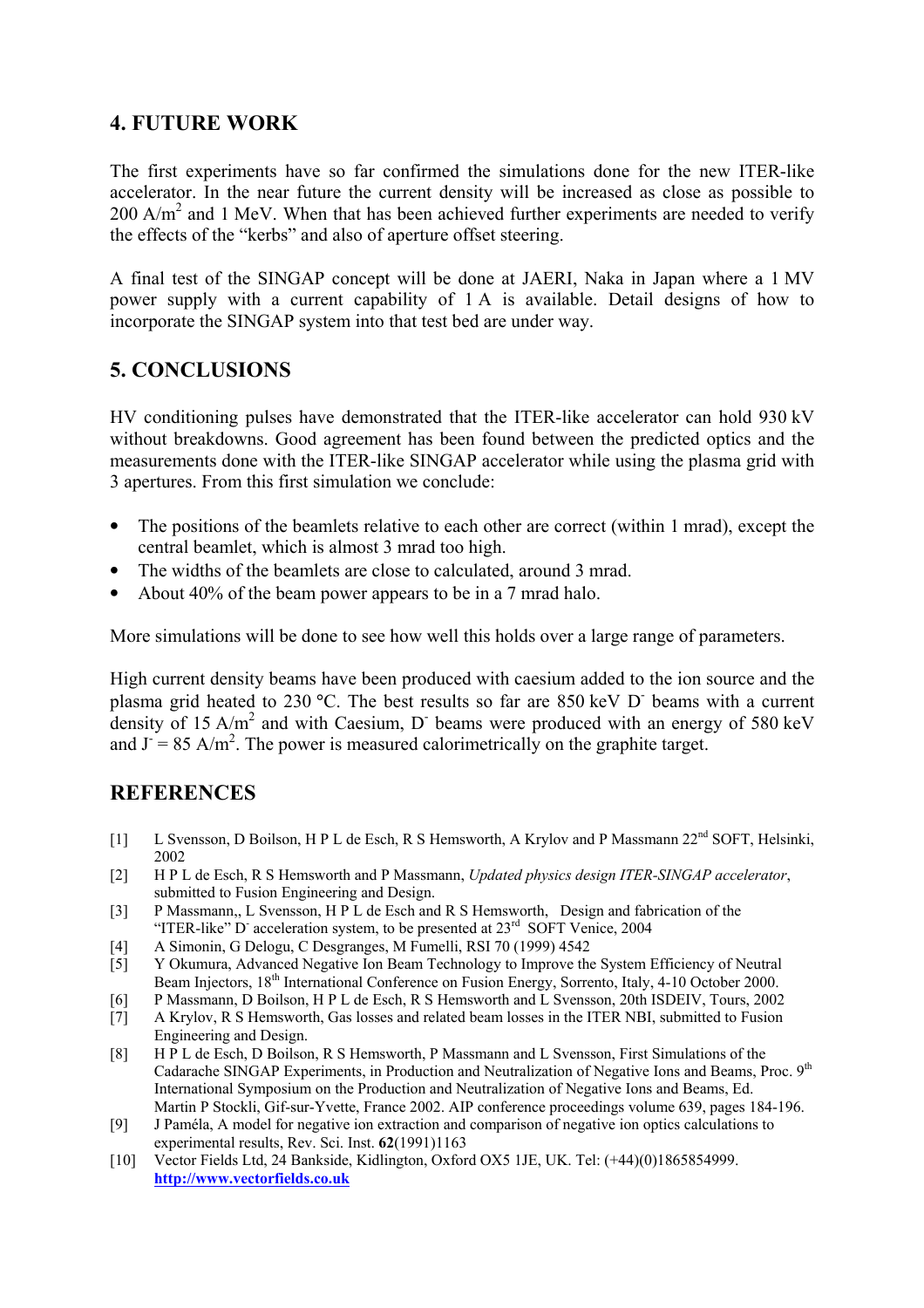## 4. FUTURE WORK

The first experiments have so far confirmed the simulations done for the new ITER-like accelerator. In the near future the current density will be increased as close as possible to 200 A/m$^2$ and 1 MeV. When that has been achieved further experiments are needed to verify the effects of the "kerbs" and also of aperture offset steering.

A final test of the SINGAP concept will be done at JAERI, Naka in Japan where a 1 MV power supply with a current capability of 1 A is available. Detail designs of how to incorporate the SINGAP system into that test bed are under way.

## 5. CONCLUSIONS

HV conditioning pulses have demonstrated that the ITER-like accelerator can hold 930 kV without breakdowns. Good agreement has been found between the predicted optics and the measurements done with the ITER-like SINGAP accelerator while using the plasma grid with 3 apertures. From this first simulation we conclude:

- The positions of the beamlets relative to each other are correct (within 1 mrad), except the central beamlet, which is almost 3 mrad too high.
- The widths of the beamlets are close to calculated, around 3 mrad.
- About 40% of the beam power appears to be in a 7 mrad halo.

More simulations will be done to see how well this holds over a large range of parameters.

High current density beams have been produced with caesium added to the ion source and the plasma grid heated to 230 °C. The best results so far are 850 keV $D^-$ beams with a current density of 15 A/m$^2$ and with Caesium, $D^-$ beams were produced with an energy of 580 keV and $J^- = 85$ A/m$^2$. The power is measured calorimetrically on the graphite target.

## REFERENCES

[1] L Svensson, D Boilson, H P L de Esch, R S Hemsworth, A Krylov and P Massmann 22nd SOFT, Helsinki, 2002

[2] H P L de Esch, R S Hemsworth and P Massmann, *Updated physics design ITER-SINGAP accelerator*, submitted to Fusion Engineering and Design.

[3] P Massmann,, L Svensson, H P L de Esch and R S Hemsworth, Design and fabrication of the "ITER-like" $D^-$ acceleration system, to be presented at 23rd SOFT Venice, 2004

[4] A Simonin, G Delogu, C Desgranges, M Fumelli, RSI 70 (1999) 4542

[5] Y Okumura, Advanced Negative Ion Beam Technology to Improve the System Efficiency of Neutral Beam Injectors, 18th International Conference on Fusion Energy, Sorrento, Italy, 4-10 October 2000.

[6] P Massmann, D Boilson, H P L de Esch, R S Hemsworth and L Svensson, 20th ISDEIV, Tours, 2002

[7] A Krylov, R S Hemsworth, Gas losses and related beam losses in the ITER NBI, submitted to Fusion Engineering and Design.

[8] H P L de Esch, D Boilson, R S Hemsworth, P Massmann and L Svensson, First Simulations of the Cadarache SINGAP Experiments, in Production and Neutralization of Negative Ions and Beams, Proc. 9th International Symposium on the Production and Neutralization of Negative Ions and Beams, Ed. Martin P Stockli, Gif-sur-Yvette, France 2002. AIP conference proceedings volume 639, pages 184-196.

[9] J Paméla, A model for negative ion extraction and comparison of negative ion optics calculations to experimental results, Rev. Sci. Inst. **62**(1991)1163

[10] Vector Fields Ltd, 24 Bankside, Kidlington, Oxford OX5 1JE, UK. Tel: (+44)(0)1865854999. http://www.vectorfields.co.uk